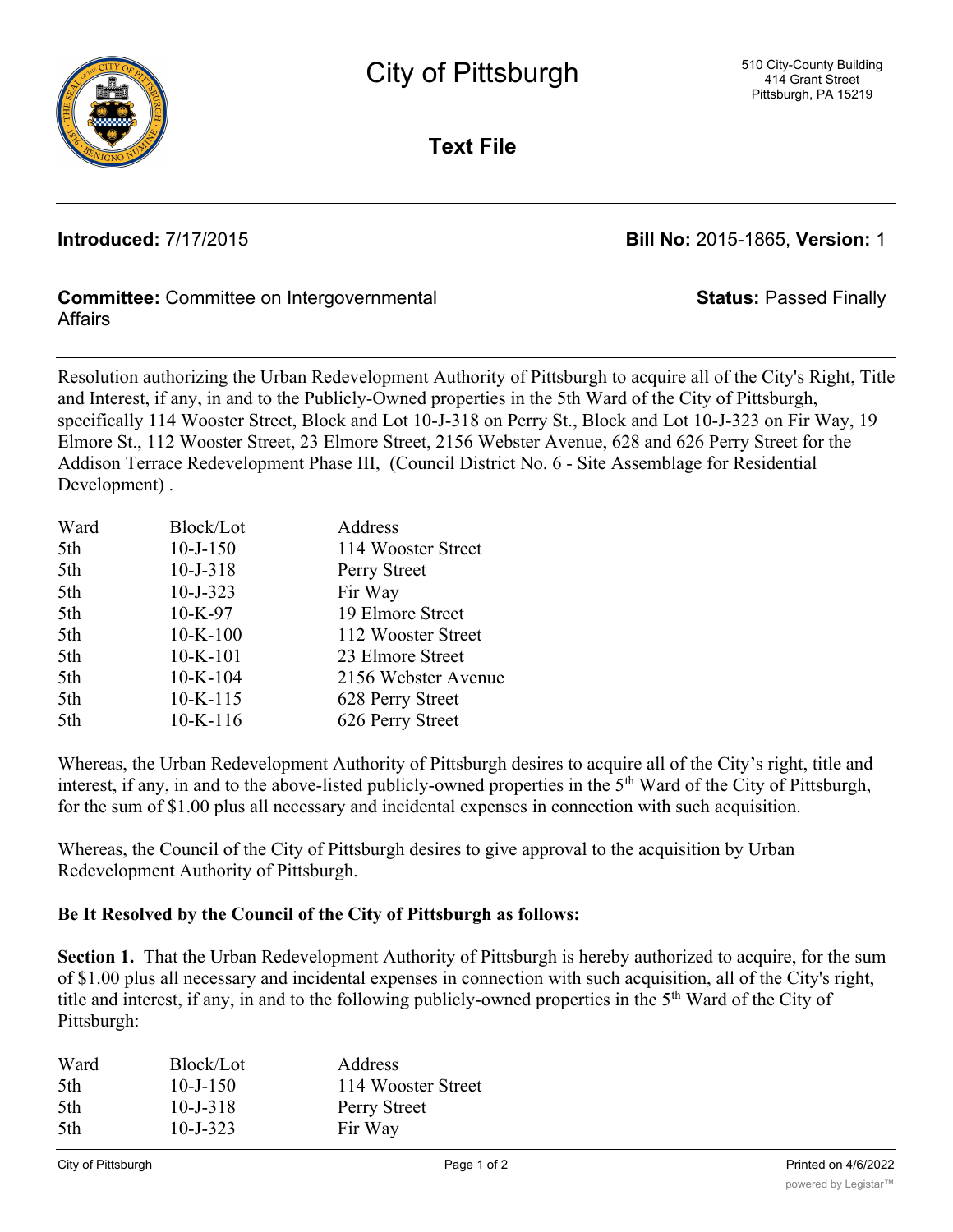# City of Pittsburgh

510 City-County Building
414 Grant Street
Pittsburgh, PA 15219

## Text File

**Introduced:** 7/17/2015 **Bill No:** 2015-1865, **Version:** 1

**Committee:** Committee on Intergovernmental Affairs **Status:** Passed Finally

Resolution authorizing the Urban Redevelopment Authority of Pittsburgh to acquire all of the City's Right, Title and Interest, if any, in and to the Publicly-Owned properties in the 5th Ward of the City of Pittsburgh, specifically 114 Wooster Street, Block and Lot 10-J-318 on Perry St., Block and Lot 10-J-323 on Fir Way, 19 Elmore St., 112 Wooster Street, 23 Elmore Street, 2156 Webster Avenue, 628 and 626 Perry Street for the Addison Terrace Redevelopment Phase III, (Council District No. 6 - Site Assemblage for Residential Development) .

| Ward | Block/Lot | Address |
|---|---|---|
| 5th | 10-J-150 | 114 Wooster Street |
| 5th | 10-J-318 | Perry Street |
| 5th | 10-J-323 | Fir Way |
| 5th | 10-K-97 | 19 Elmore Street |
| 5th | 10-K-100 | 112 Wooster Street |
| 5th | 10-K-101 | 23 Elmore Street |
| 5th | 10-K-104 | 2156 Webster Avenue |
| 5th | 10-K-115 | 628 Perry Street |
| 5th | 10-K-116 | 626 Perry Street |

Whereas, the Urban Redevelopment Authority of Pittsburgh desires to acquire all of the City's right, title and interest, if any, in and to the above-listed publicly-owned properties in the 5th Ward of the City of Pittsburgh, for the sum of $1.00 plus all necessary and incidental expenses in connection with such acquisition.

Whereas, the Council of the City of Pittsburgh desires to give approval to the acquisition by Urban Redevelopment Authority of Pittsburgh.

**Be It Resolved by the Council of the City of Pittsburgh as follows:**

**Section 1.** That the Urban Redevelopment Authority of Pittsburgh is hereby authorized to acquire, for the sum of $1.00 plus all necessary and incidental expenses in connection with such acquisition, all of the City's right, title and interest, if any, in and to the following publicly-owned properties in the 5th Ward of the City of Pittsburgh:

| Ward | Block/Lot | Address |
|---|---|---|
| 5th | 10-J-150 | 114 Wooster Street |
| 5th | 10-J-318 | Perry Street |
| 5th | 10-J-323 | Fir Way |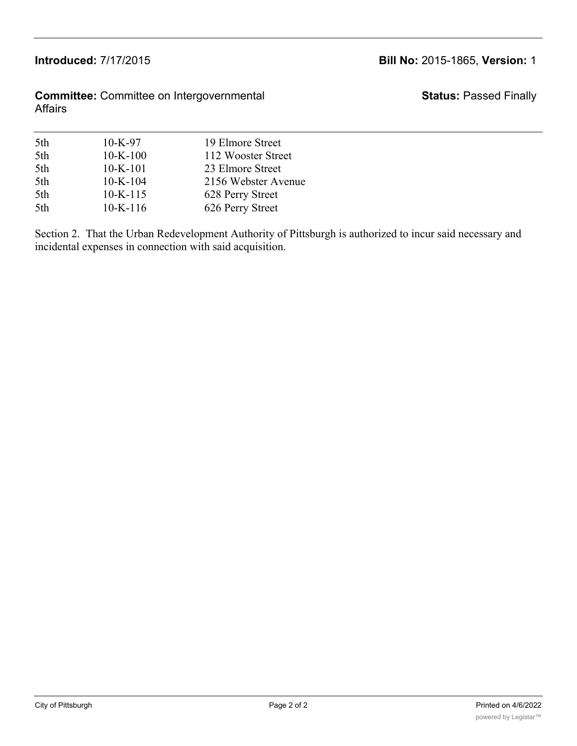**Introduced:** 7/17/2015 **Bill No:** 2015-1865, **Version:** 1

**Committee:** Committee on Intergovernmental Affairs **Status:** Passed Finally

| | | |
|---|---|---|
| 5th | 10-K-97 | 19 Elmore Street |
| 5th | 10-K-100 | 112 Wooster Street |
| 5th | 10-K-101 | 23 Elmore Street |
| 5th | 10-K-104 | 2156 Webster Avenue |
| 5th | 10-K-115 | 628 Perry Street |
| 5th | 10-K-116 | 626 Perry Street |

Section 2. That the Urban Redevelopment Authority of Pittsburgh is authorized to incur said necessary and incidental expenses in connection with said acquisition.